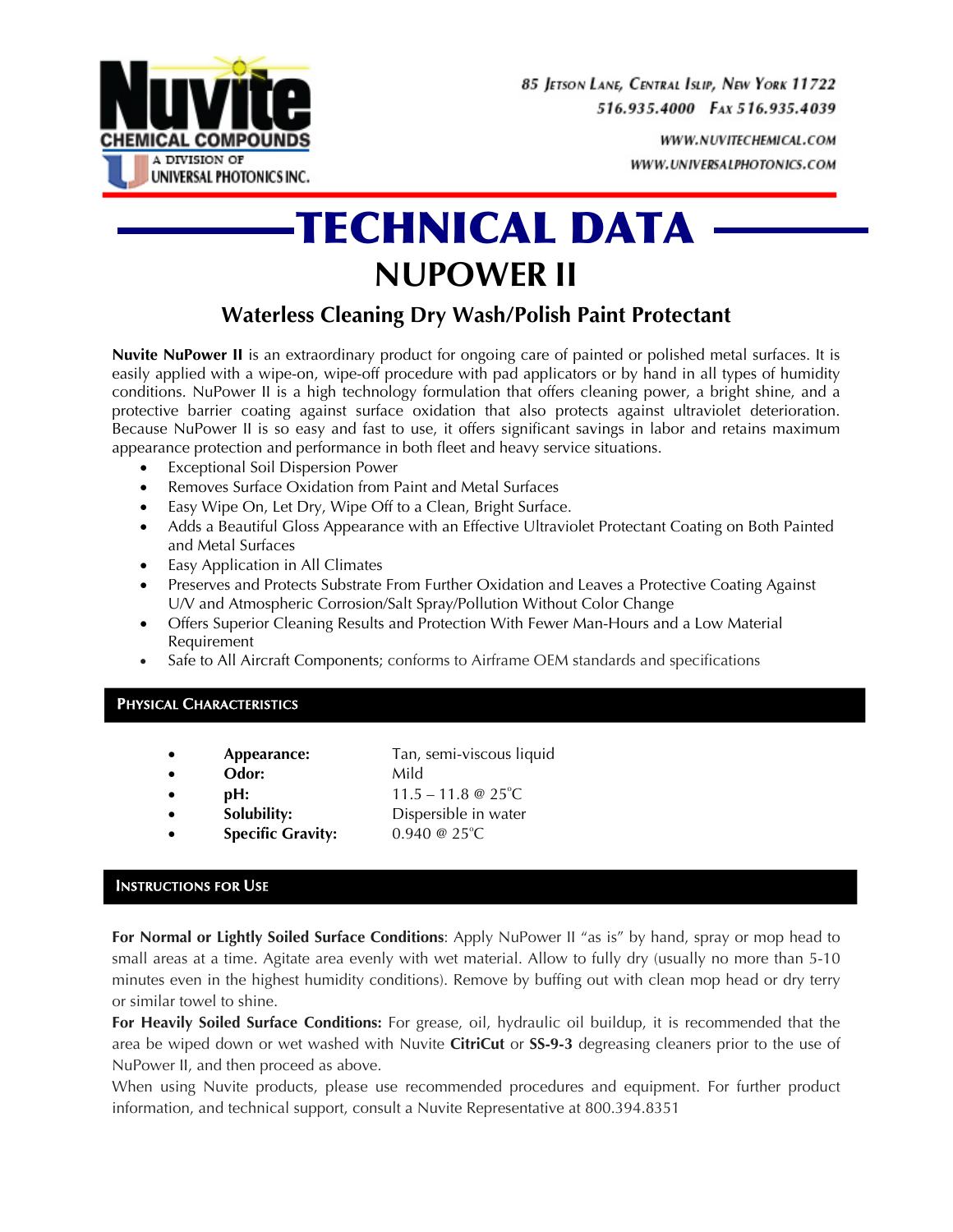Nuvite CHEMICAL COMPOUNDS
A DIVISION OF UNIVERSAL PHOTONICS INC.

85 Jetson Lane, Central Islip, New York 11722
516.935.4000 Fax 516.935.4039
WWW.NUVITECHEMICAL.COM
WWW.UNIVERSALPHOTONICS.COM

# TECHNICAL DATA

## NUPOWER II

### Waterless Cleaning Dry Wash/Polish Paint Protectant

**Nuvite NuPower II** is an extraordinary product for ongoing care of painted or polished metal surfaces. It is easily applied with a wipe-on, wipe-off procedure with pad applicators or by hand in all types of humidity conditions. NuPower II is a high technology formulation that offers cleaning power, a bright shine, and a protective barrier coating against surface oxidation that also protects against ultraviolet deterioration. Because NuPower II is so easy and fast to use, it offers significant savings in labor and retains maximum appearance protection and performance in both fleet and heavy service situations.

- Exceptional Soil Dispersion Power
- Removes Surface Oxidation from Paint and Metal Surfaces
- Easy Wipe On, Let Dry, Wipe Off to a Clean, Bright Surface.
- Adds a Beautiful Gloss Appearance with an Effective Ultraviolet Protectant Coating on Both Painted and Metal Surfaces
- Easy Application in All Climates
- Preserves and Protects Substrate From Further Oxidation and Leaves a Protective Coating Against U/V and Atmospheric Corrosion/Salt Spray/Pollution Without Color Change
- Offers Superior Cleaning Results and Protection With Fewer Man-Hours and a Low Material Requirement
- Safe to All Aircraft Components; conforms to Airframe OEM standards and specifications

## PHYSICAL CHARACTERISTICS

- **Appearance:** Tan, semi-viscous liquid
- **Odor:** Mild
- **pH:** 11.5 – 11.8 @ 25°C
- **Solubility:** Dispersible in water
- **Specific Gravity:** 0.940 @ 25°C

## INSTRUCTIONS FOR USE

**For Normal or Lightly Soiled Surface Conditions**: Apply NuPower II "as is" by hand, spray or mop head to small areas at a time. Agitate area evenly with wet material. Allow to fully dry (usually no more than 5-10 minutes even in the highest humidity conditions). Remove by buffing out with clean mop head or dry terry or similar towel to shine.

**For Heavily Soiled Surface Conditions:** For grease, oil, hydraulic oil buildup, it is recommended that the area be wiped down or wet washed with Nuvite **CitriCut** or **SS-9-3** degreasing cleaners prior to the use of NuPower II, and then proceed as above.

When using Nuvite products, please use recommended procedures and equipment. For further product information, and technical support, consult a Nuvite Representative at 800.394.8351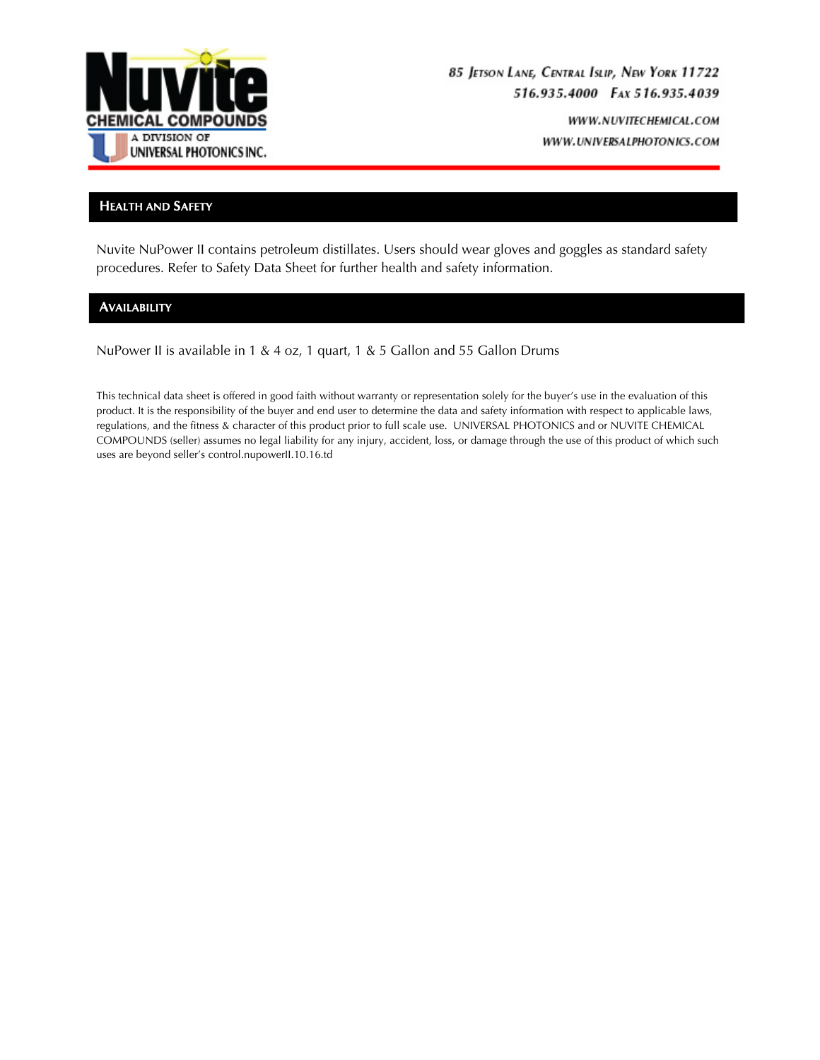Nuvite CHEMICAL COMPOUNDS A DIVISION OF UNIVERSAL PHOTONICS INC.

85 Jetson Lane, Central Islip, New York 11722
516.935.4000 Fax 516.935.4039

WWW.NUVITECHEMICAL.COM
WWW.UNIVERSALPHOTONICS.COM

## Health and Safety

Nuvite NuPower II contains petroleum distillates. Users should wear gloves and goggles as standard safety procedures. Refer to Safety Data Sheet for further health and safety information.

## Availability

NuPower II is available in 1 & 4 oz, 1 quart, 1 & 5 Gallon and 55 Gallon Drums

This technical data sheet is offered in good faith without warranty or representation solely for the buyer's use in the evaluation of this product. It is the responsibility of the buyer and end user to determine the data and safety information with respect to applicable laws, regulations, and the fitness & character of this product prior to full scale use. UNIVERSAL PHOTONICS and or NUVITE CHEMICAL COMPOUNDS (seller) assumes no legal liability for any injury, accident, loss, or damage through the use of this product of which such uses are beyond seller's control.nupowerII.10.16.td